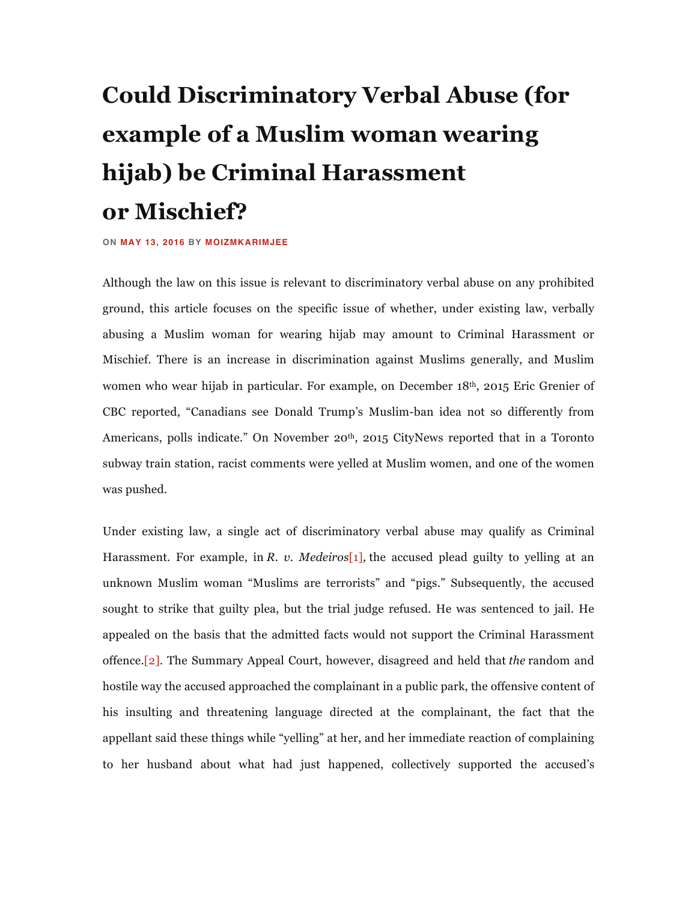# Could Discriminatory Verbal Abuse (for example of a Muslim woman wearing hijab) be Criminal Harassment or Mischief?

ON MAY 13, 2016 BY MOIZMKARIMJEE

Although the law on this issue is relevant to discriminatory verbal abuse on any prohibited ground, this article focuses on the specific issue of whether, under existing law, verbally abusing a Muslim woman for wearing hijab may amount to Criminal Harassment or Mischief. There is an increase in discrimination against Muslims generally, and Muslim women who wear hijab in particular. For example, on December 18th, 2015 Eric Grenier of CBC reported, "Canadians see Donald Trump's Muslim-ban idea not so differently from Americans, polls indicate." On November 20th, 2015 CityNews reported that in a Toronto subway train station, racist comments were yelled at Muslim women, and one of the women was pushed.

Under existing law, a single act of discriminatory verbal abuse may qualify as Criminal Harassment. For example, in *R. v. Medeiros*[1], the accused plead guilty to yelling at an unknown Muslim woman "Muslims are terrorists" and "pigs." Subsequently, the accused sought to strike that guilty plea, but the trial judge refused. He was sentenced to jail. He appealed on the basis that the admitted facts would not support the Criminal Harassment offence.[2]. The Summary Appeal Court, however, disagreed and held that *the* random and hostile way the accused approached the complainant in a public park, the offensive content of his insulting and threatening language directed at the complainant, the fact that the appellant said these things while "yelling" at her, and her immediate reaction of complaining to her husband about what had just happened, collectively supported the accused's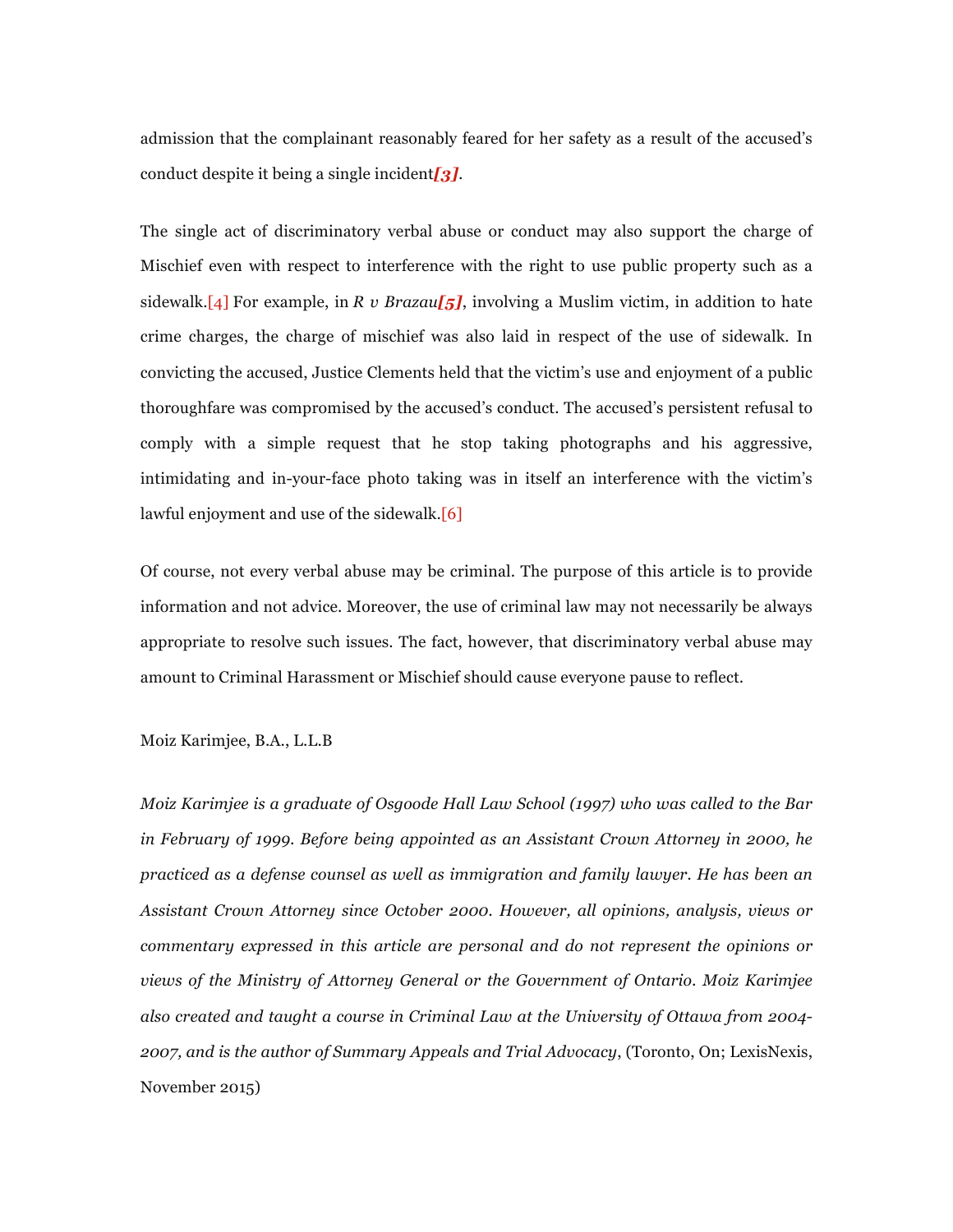admission that the complainant reasonably feared for her safety as a result of the accused's conduct despite it being a single incident***[3]***.

The single act of discriminatory verbal abuse or conduct may also support the charge of Mischief even with respect to interference with the right to use public property such as a sidewalk.[4] For example, in *R v Brazau****[5]***, involving a Muslim victim, in addition to hate crime charges, the charge of mischief was also laid in respect of the use of sidewalk. In convicting the accused, Justice Clements held that the victim's use and enjoyment of a public thoroughfare was compromised by the accused's conduct. The accused's persistent refusal to comply with a simple request that he stop taking photographs and his aggressive, intimidating and in-your-face photo taking was in itself an interference with the victim's lawful enjoyment and use of the sidewalk.[6]

Of course, not every verbal abuse may be criminal. The purpose of this article is to provide information and not advice. Moreover, the use of criminal law may not necessarily be always appropriate to resolve such issues. The fact, however, that discriminatory verbal abuse may amount to Criminal Harassment or Mischief should cause everyone pause to reflect.

Moiz Karimjee, B.A., L.L.B

*Moiz Karimjee is a graduate of Osgoode Hall Law School (1997) who was called to the Bar in February of 1999. Before being appointed as an Assistant Crown Attorney in 2000, he practiced as a defense counsel as well as immigration and family lawyer. He has been an Assistant Crown Attorney since October 2000. However, all opinions, analysis, views or commentary expressed in this article are personal and do not represent the opinions or views of the Ministry of Attorney General or the Government of Ontario. Moiz Karimjee also created and taught a course in Criminal Law at the University of Ottawa from 2004-2007, and is the author of Summary Appeals and Trial Advocacy*, (Toronto, On; LexisNexis, November 2015)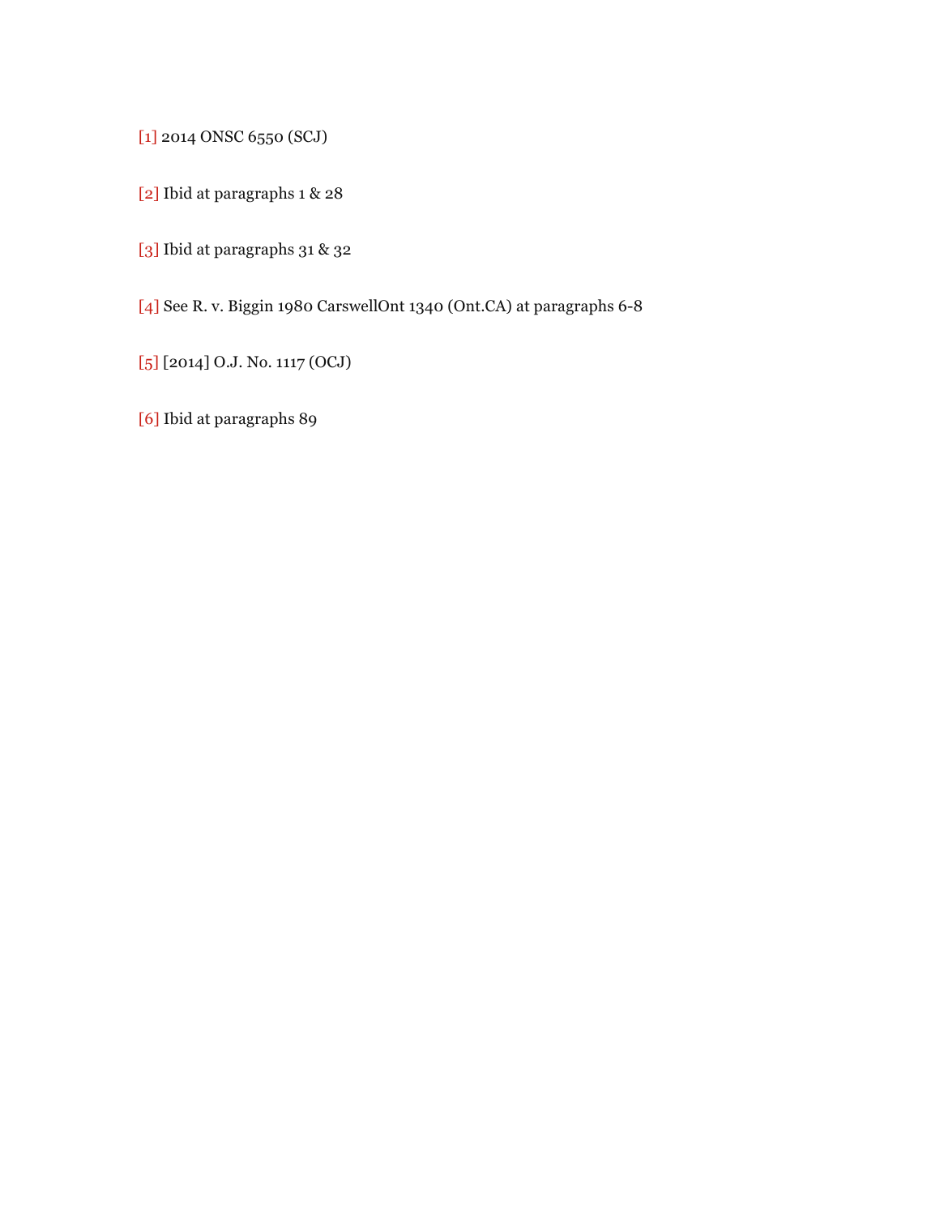[1] 2014 ONSC 6550 (SCJ)

[2] Ibid at paragraphs 1 & 28

[3] Ibid at paragraphs 31 & 32

[4] See R. v. Biggin 1980 CarswellOnt 1340 (Ont.CA) at paragraphs 6-8

[5] [2014] O.J. No. 1117 (OCJ)

[6] Ibid at paragraphs 89